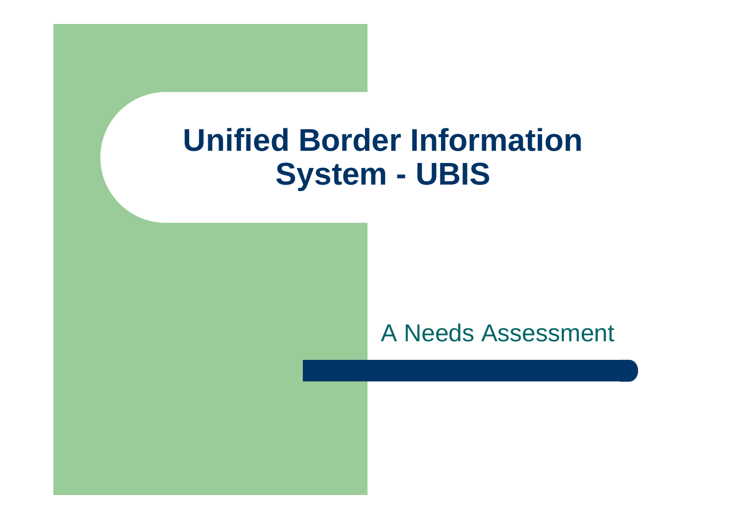# Unified Border Information System - UBIS

A Needs Assessment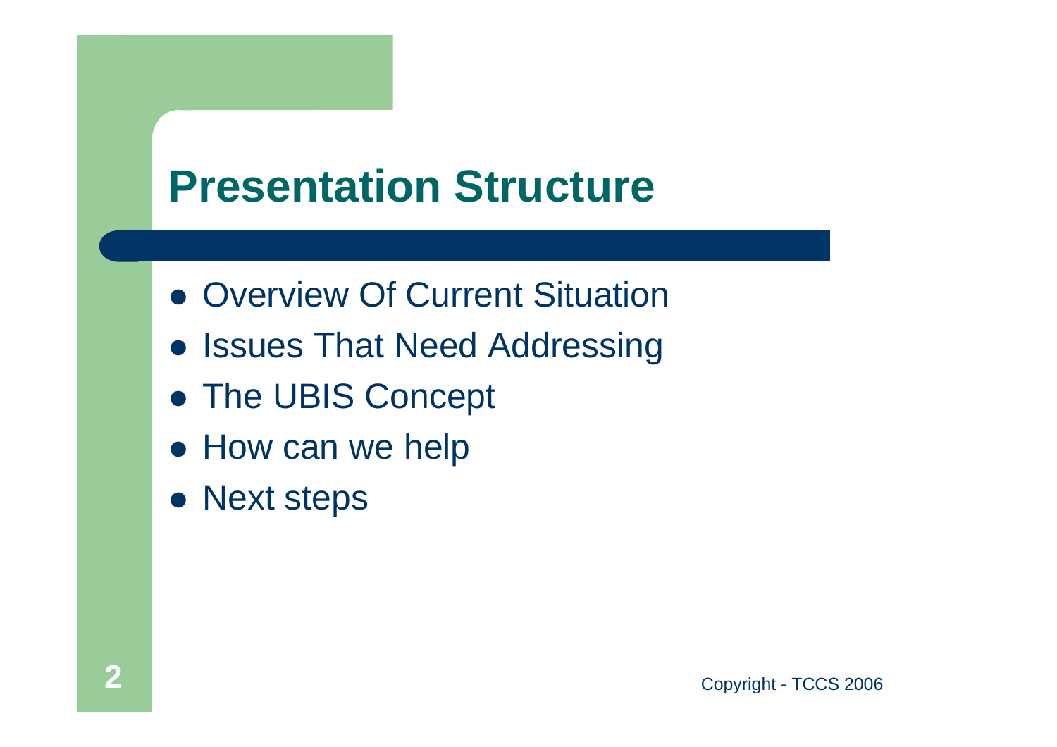# Presentation Structure

- Overview Of Current Situation
- Issues That Need Addressing
- The UBIS Concept
- How can we help
- Next steps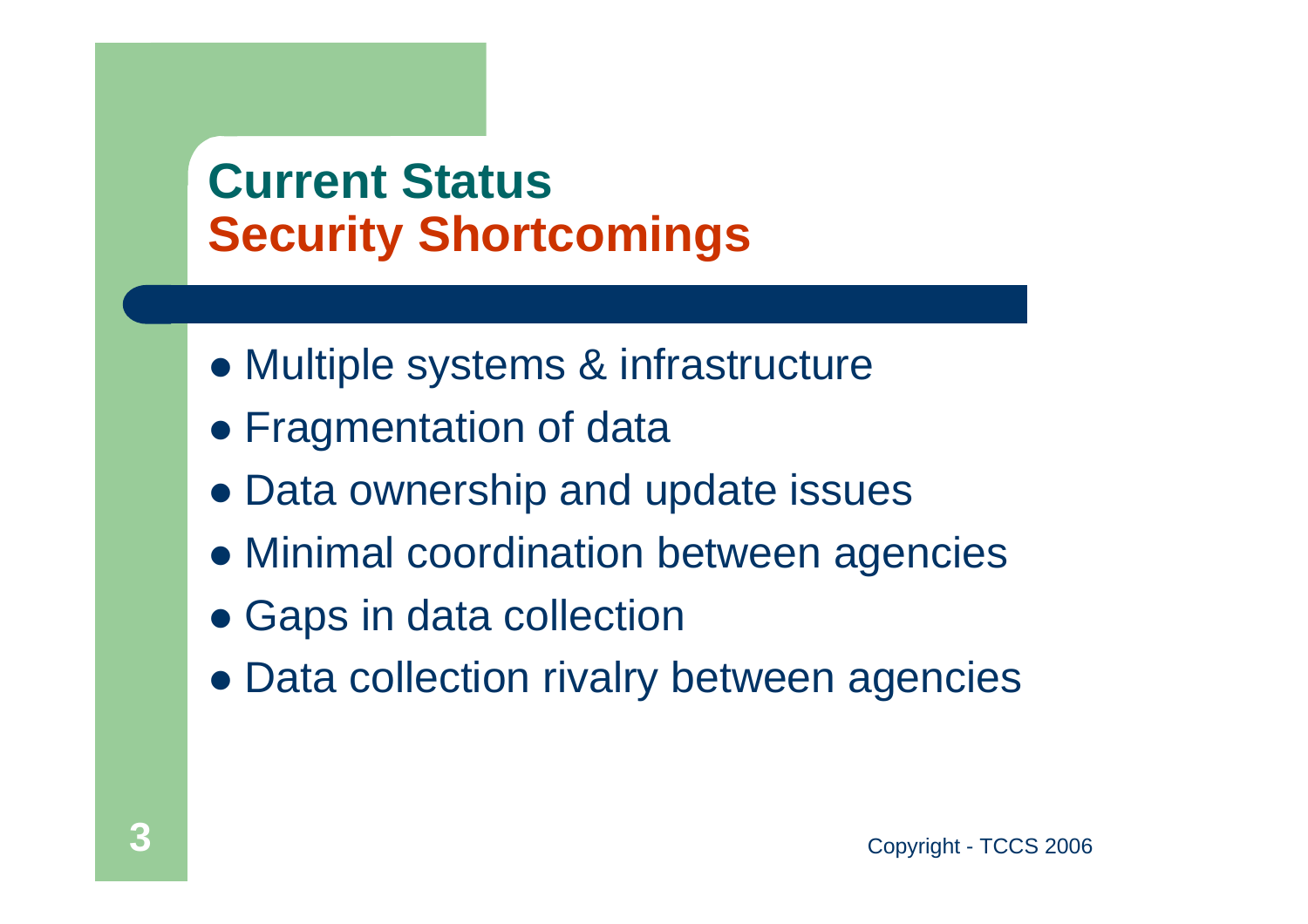# Current Status
## Security Shortcomings

- Multiple systems & infrastructure
- Fragmentation of data
- Data ownership and update issues
- Minimal coordination between agencies
- Gaps in data collection
- Data collection rivalry between agencies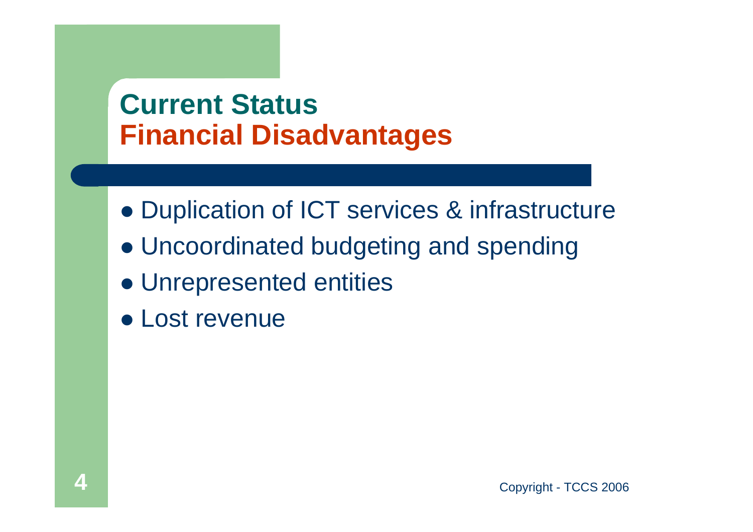# Current Status
## Financial Disadvantages

- Duplication of ICT services & infrastructure
- Uncoordinated budgeting and spending
- Unrepresented entities
- Lost revenue

Copyright - TCCS 2006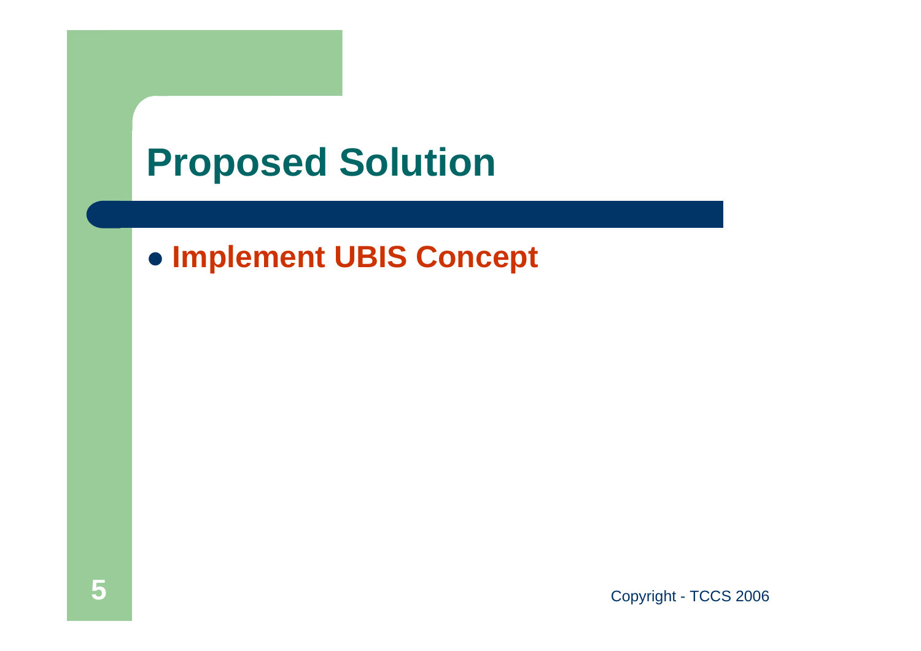# Proposed Solution

- **Implement UBIS Concept**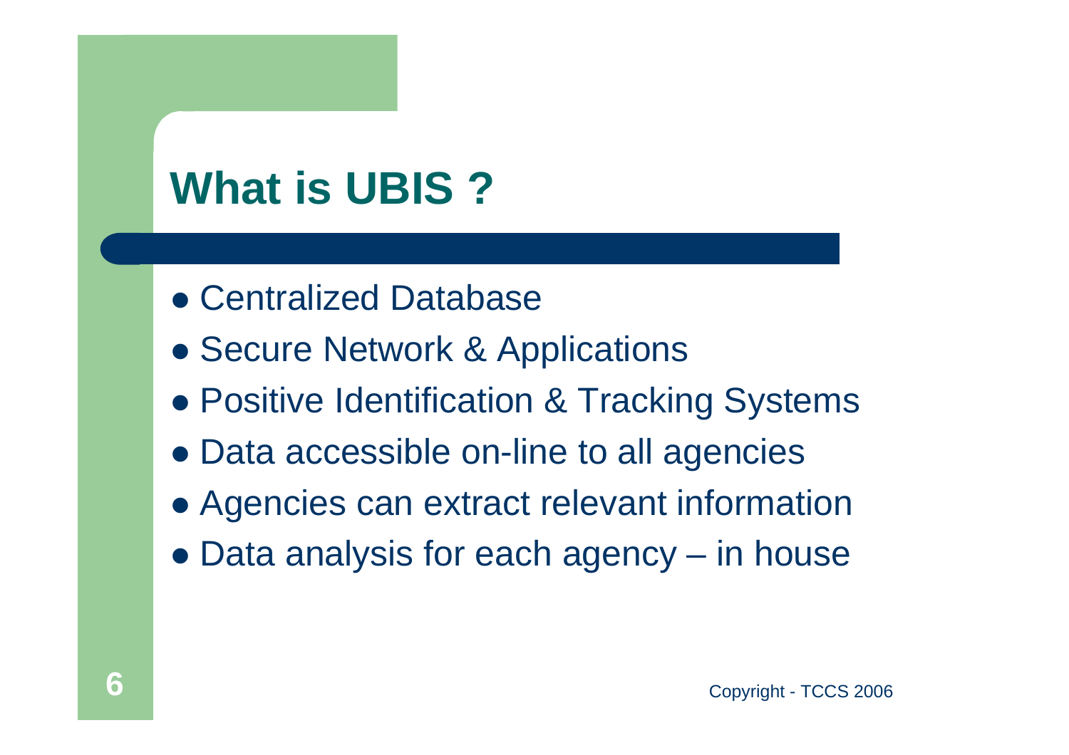# What is UBIS ?

- Centralized Database
- Secure Network & Applications
- Positive Identification & Tracking Systems
- Data accessible on-line to all agencies
- Agencies can extract relevant information
- Data analysis for each agency – in house

Copyright - TCCS 2006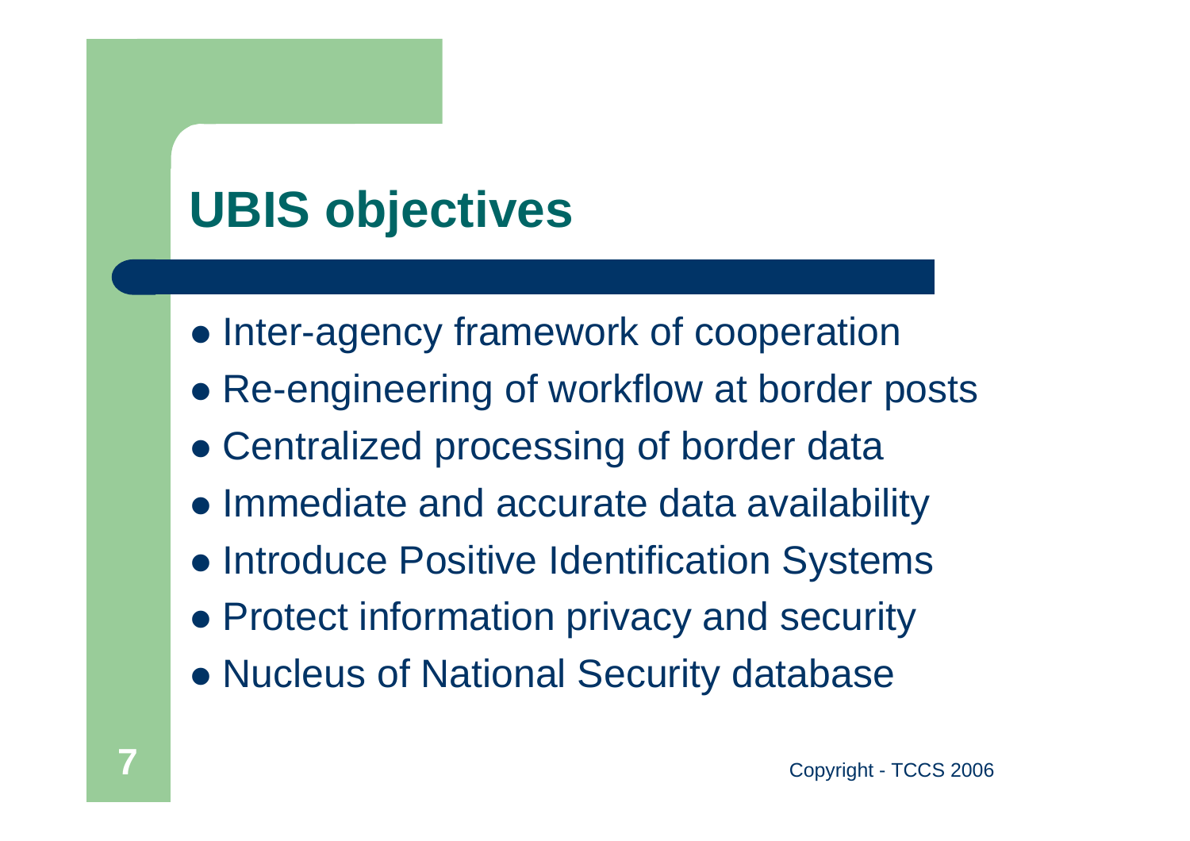# UBIS objectives

- Inter-agency framework of cooperation
- Re-engineering of workflow at border posts
- Centralized processing of border data
- Immediate and accurate data availability
- Introduce Positive Identification Systems
- Protect information privacy and security
- Nucleus of National Security database

Copyright - TCCS 2006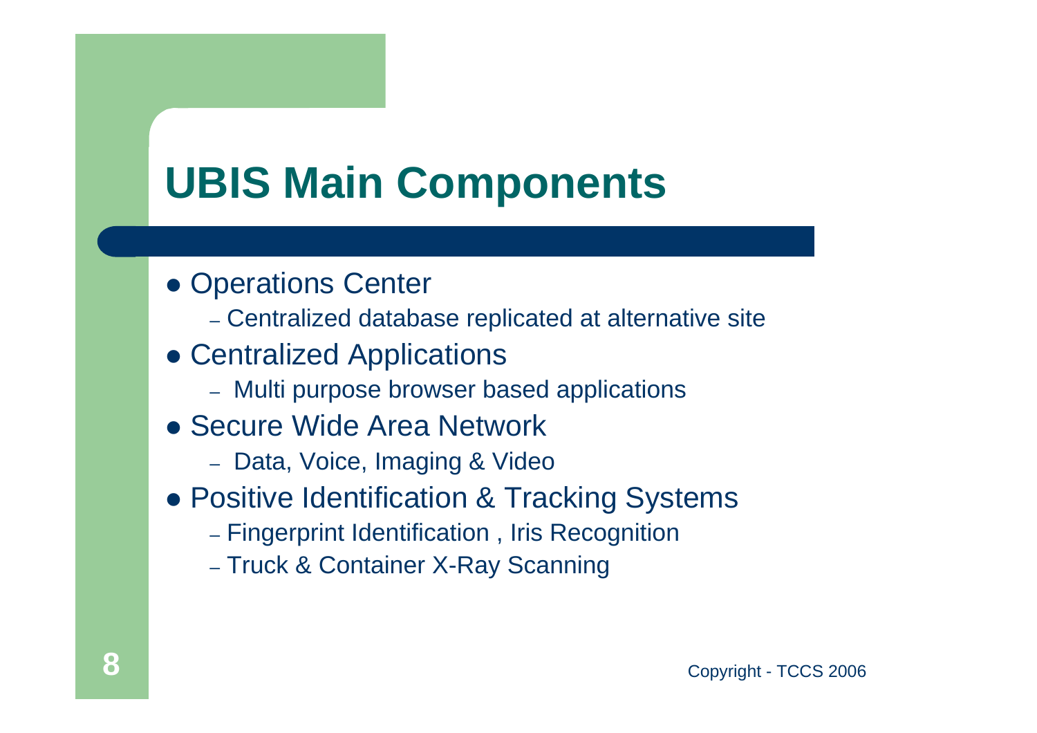# UBIS Main Components

- Operations Center
  - Centralized database replicated at alternative site
- Centralized Applications
  - Multi purpose browser based applications
- Secure Wide Area Network
  - Data, Voice, Imaging & Video
- Positive Identification & Tracking Systems
  - Fingerprint Identification , Iris Recognition
  - Truck & Container X-Ray Scanning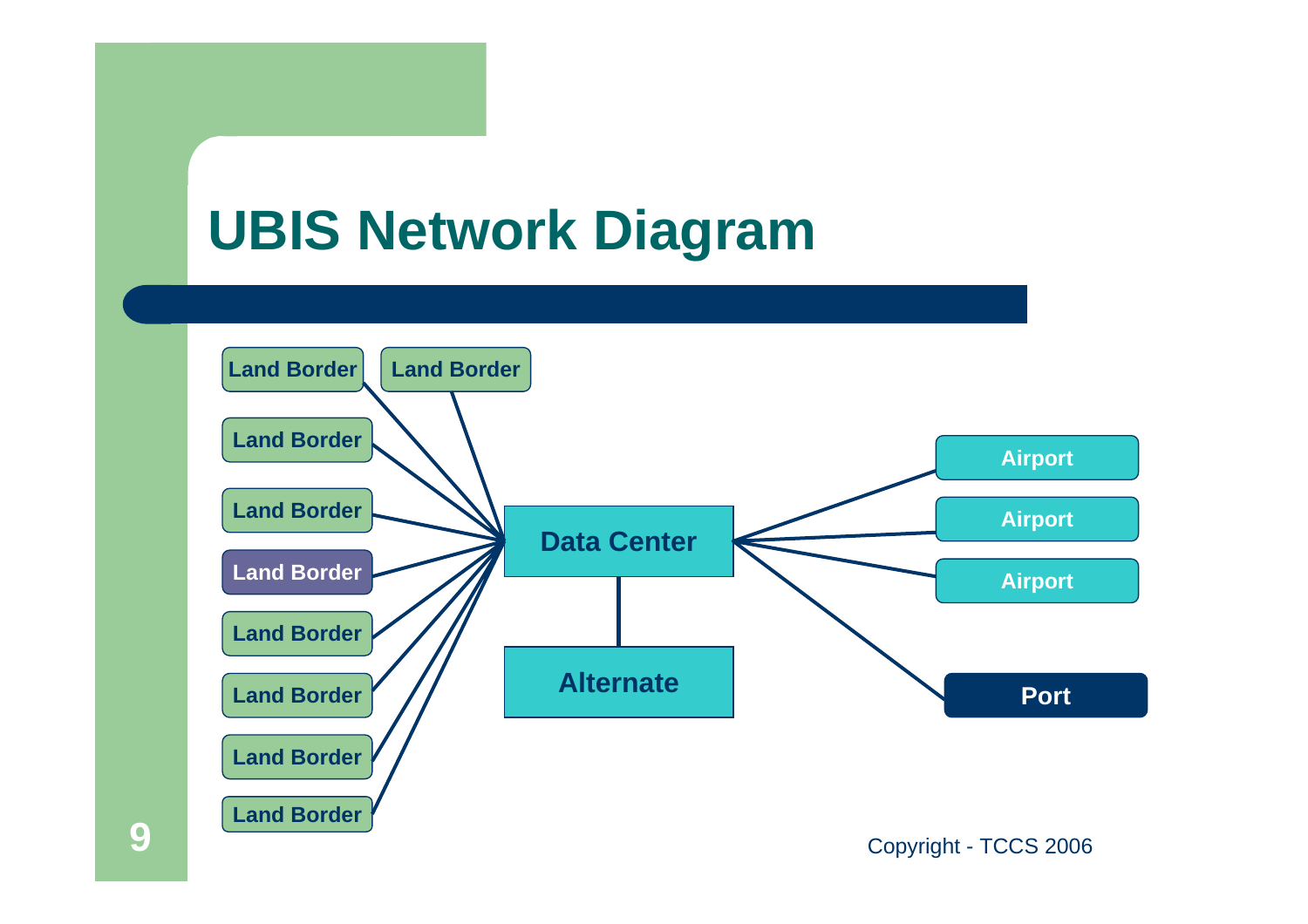# UBIS Network Diagram

Land Border
Land Border
Land Border
Land Border
Land Border
Land Border
Land Border
Land Border
Land Border

Data Center

Alternate

Airport
Airport
Airport

Port

Copyright - TCCS 2006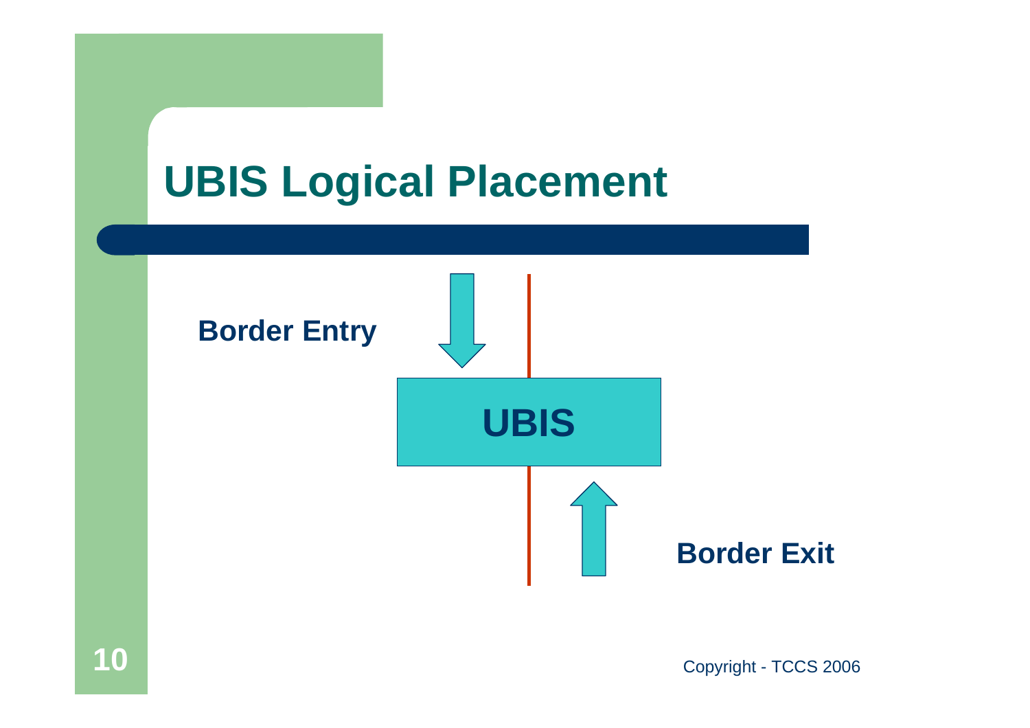# UBIS Logical Placement

Border Entry

UBIS

Border Exit

Copyright - TCCS 2006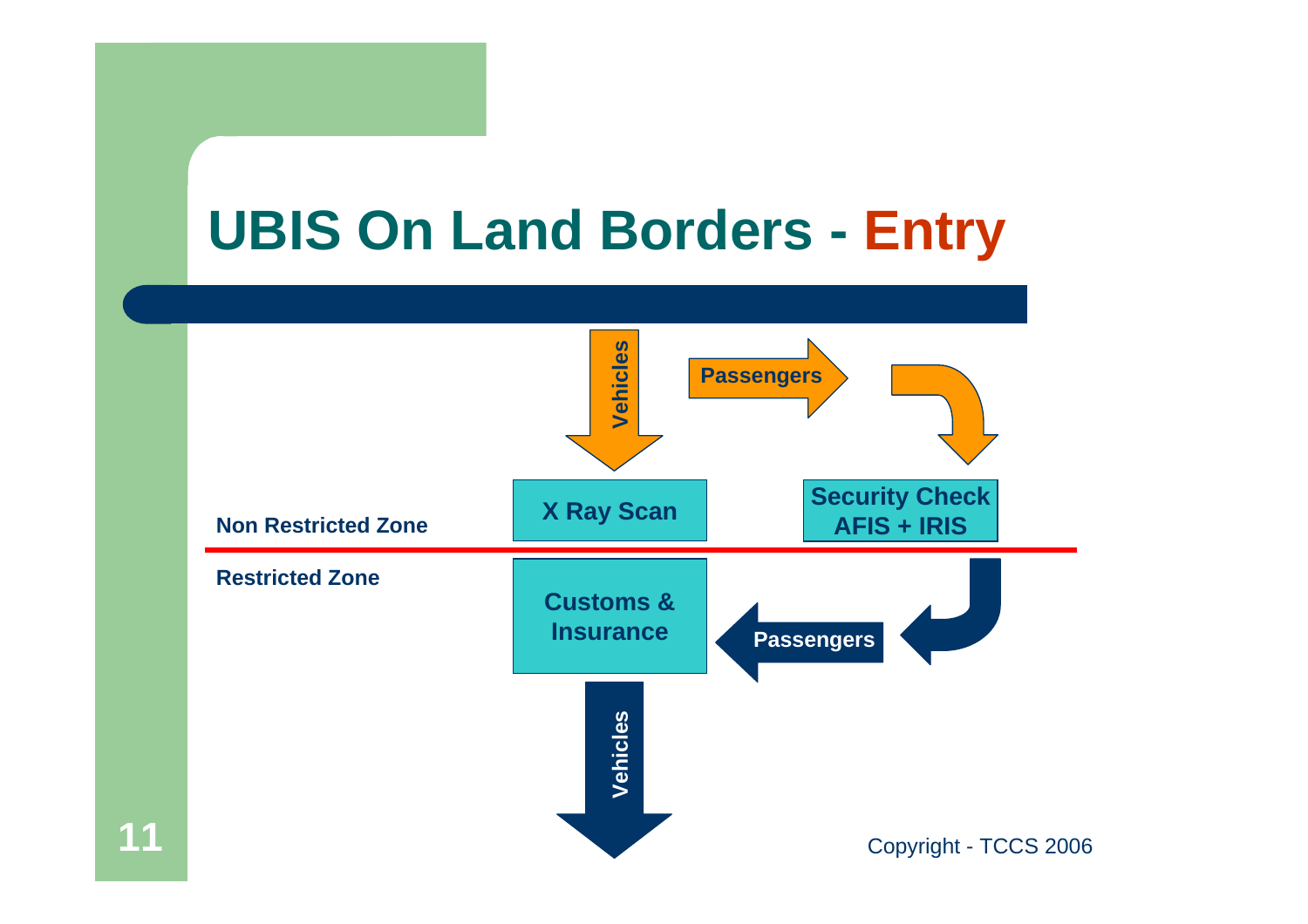# UBIS On Land Borders - Entry

Vehicles

Passengers

Non Restricted Zone

X Ray Scan

Security Check
AFIS + IRIS

Restricted Zone

Customs &
Insurance

Passengers

Vehicles

Copyright - TCCS 2006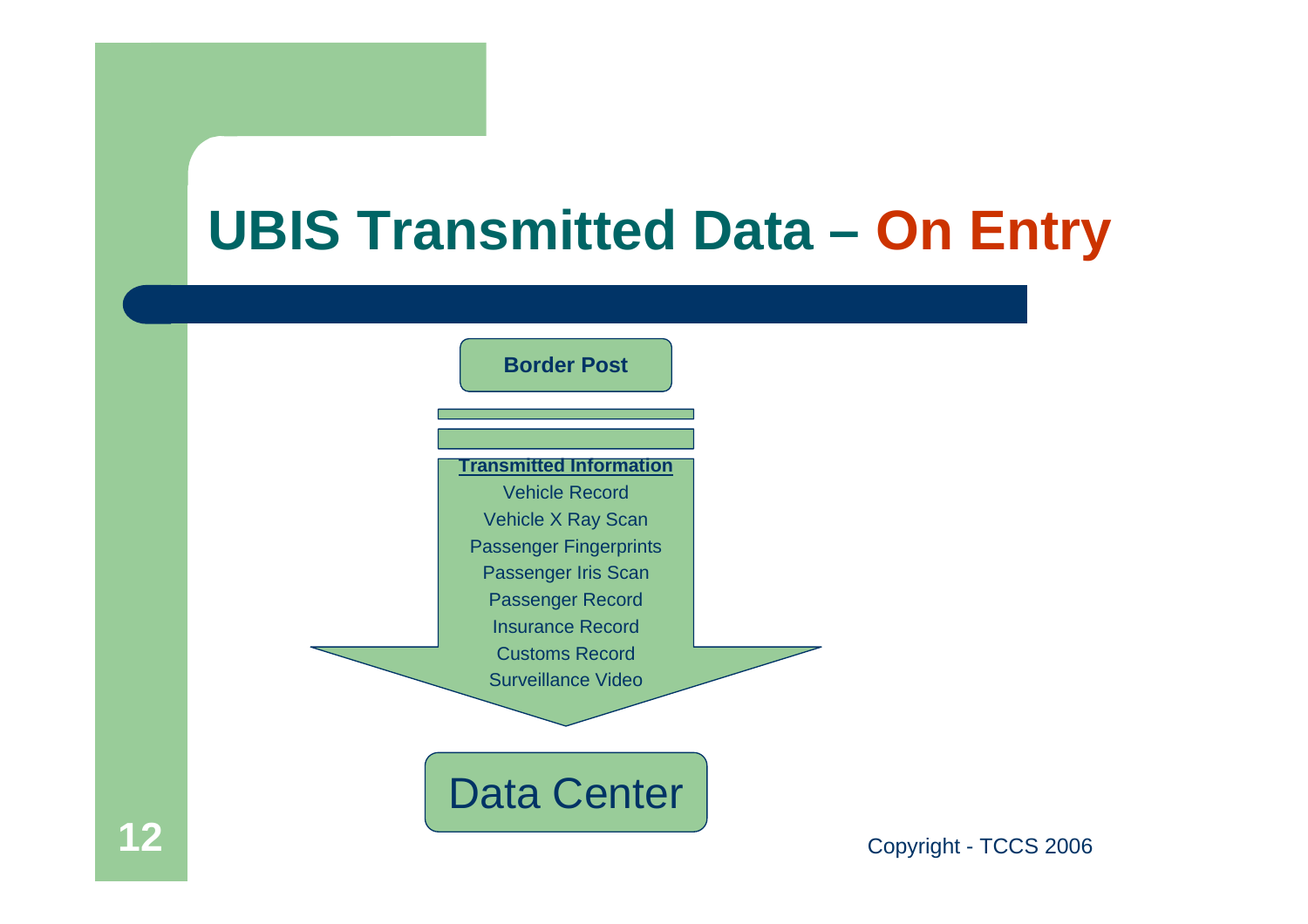# UBIS Transmitted Data – On Entry

**Border Post**

**Transmitted Information**

- Vehicle Record
- Vehicle X Ray Scan
- Passenger Fingerprints
- Passenger Iris Scan
- Passenger Record
- Insurance Record
- Customs Record
- Surveillance Video

Data Center

Copyright - TCCS 2006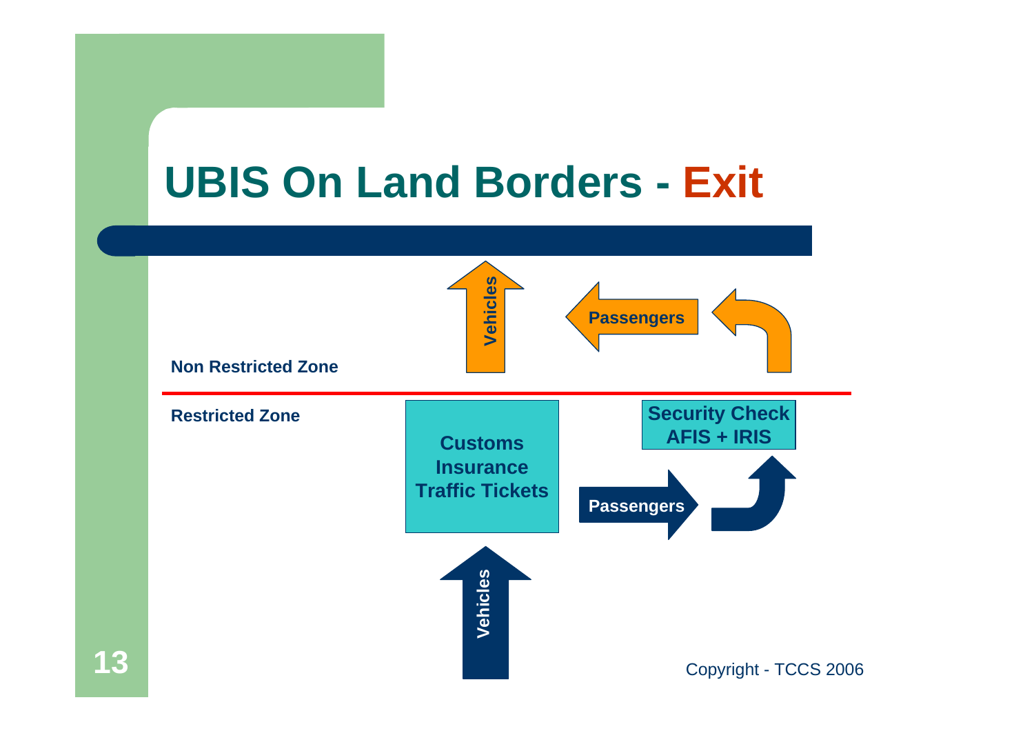# UBIS On Land Borders - Exit

Non Restricted Zone

Vehicles

Passengers

Restricted Zone

Customs
Insurance
Traffic Tickets

Security Check
AFIS + IRIS

Passengers

Vehicles

Copyright - TCCS 2006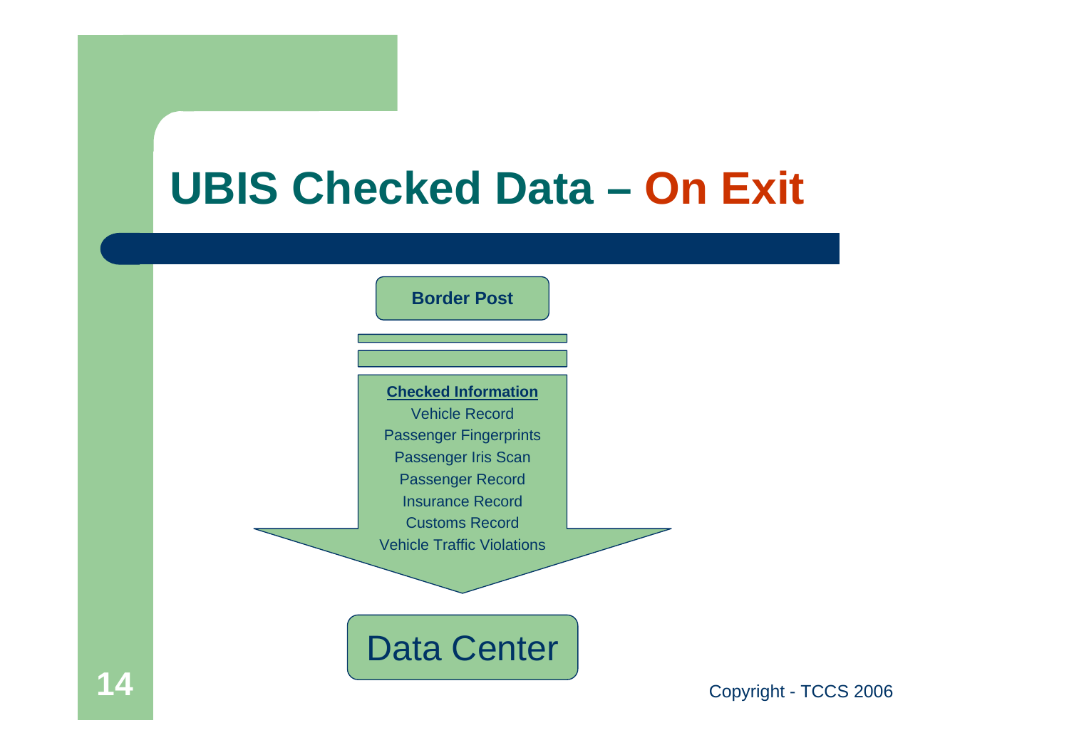# UBIS Checked Data – On Exit

Border Post

**Checked Information**

- Vehicle Record
- Passenger Fingerprints
- Passenger Iris Scan
- Passenger Record
- Insurance Record
- Customs Record
- Vehicle Traffic Violations

Data Center

Copyright - TCCS 2006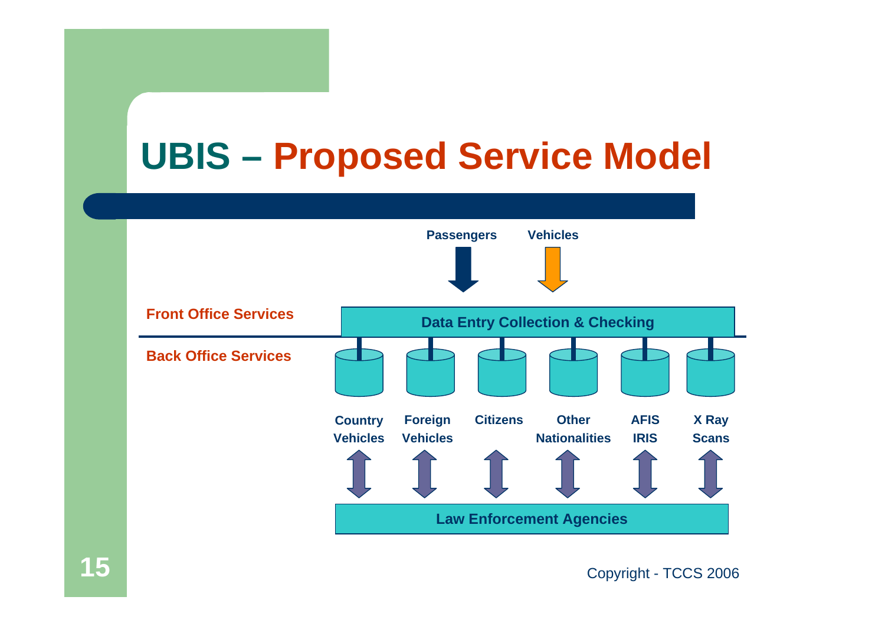# UBIS – Proposed Service Model

Passengers

Vehicles

**Front Office Services**

Data Entry Collection & Checking

**Back Office Services**

Country Vehicles | Foreign Vehicles | Citizens | Other Nationalities | AFIS IRIS | X Ray Scans

Law Enforcement Agencies

Copyright - TCCS 2006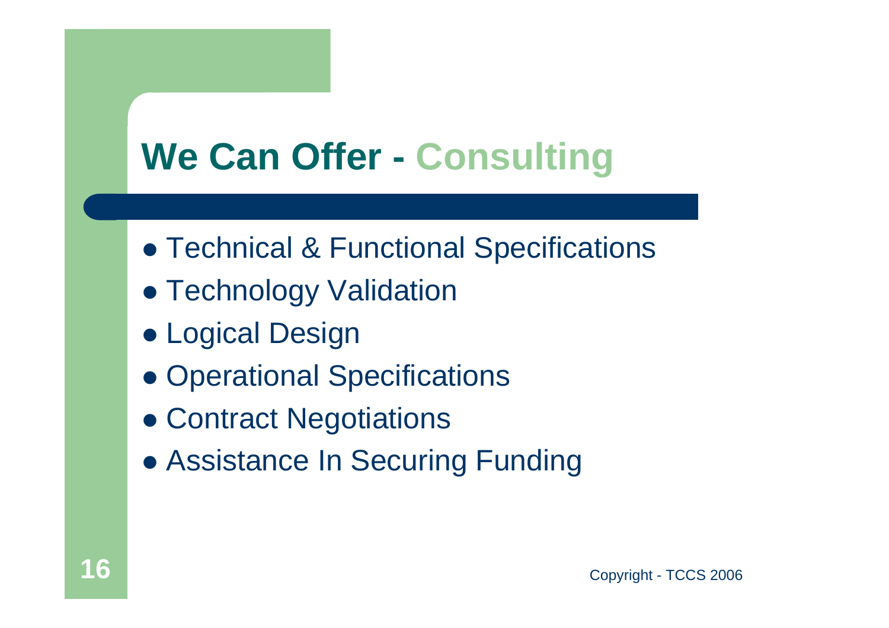# We Can Offer - Consulting

- Technical & Functional Specifications
- Technology Validation
- Logical Design
- Operational Specifications
- Contract Negotiations
- Assistance In Securing Funding

Copyright - TCCS 2006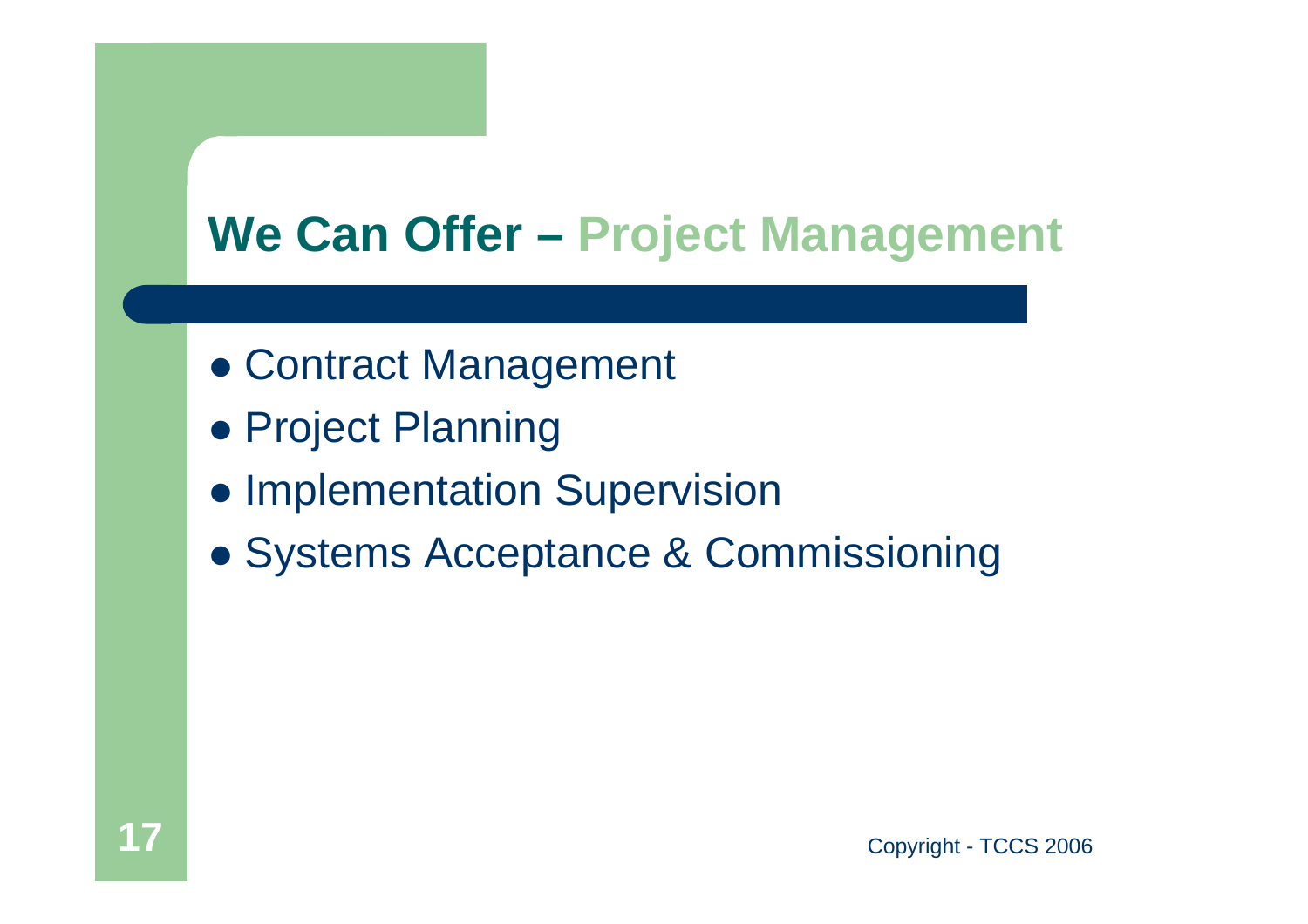# We Can Offer – Project Management

- Contract Management
- Project Planning
- Implementation Supervision
- Systems Acceptance & Commissioning

Copyright - TCCS 2006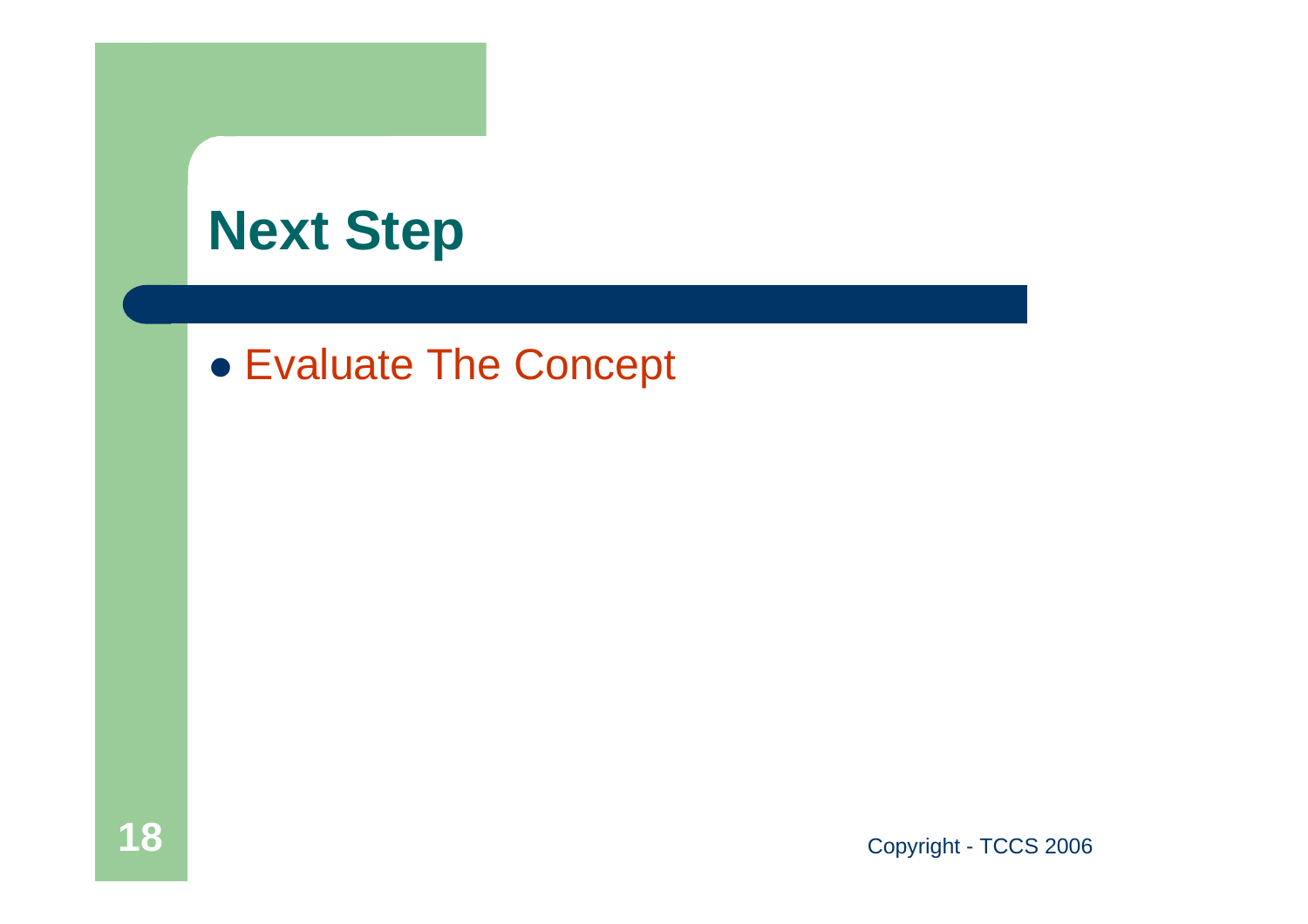# Next Step

- Evaluate The Concept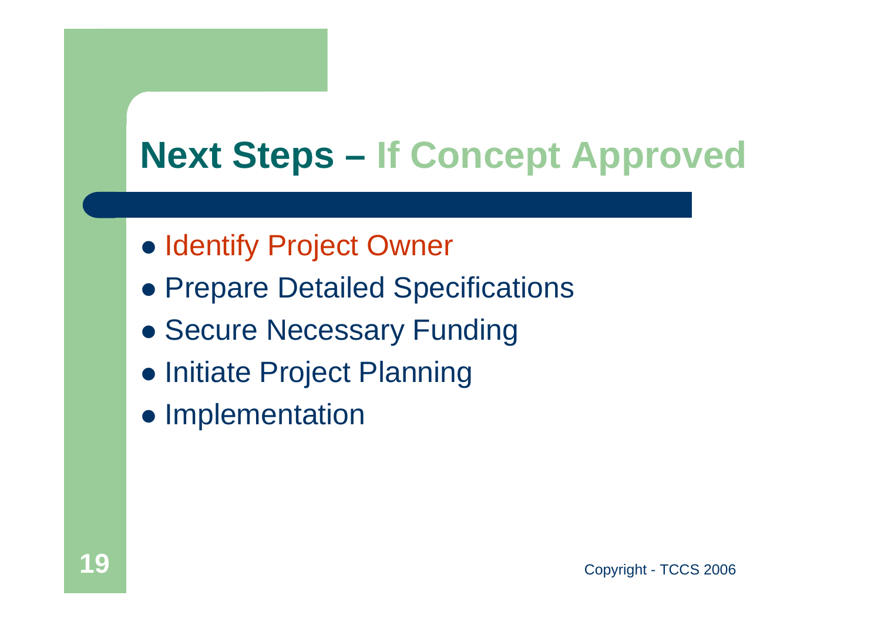# Next Steps – If Concept Approved

- Identify Project Owner
- Prepare Detailed Specifications
- Secure Necessary Funding
- Initiate Project Planning
- Implementation

Copyright - TCCS 2006